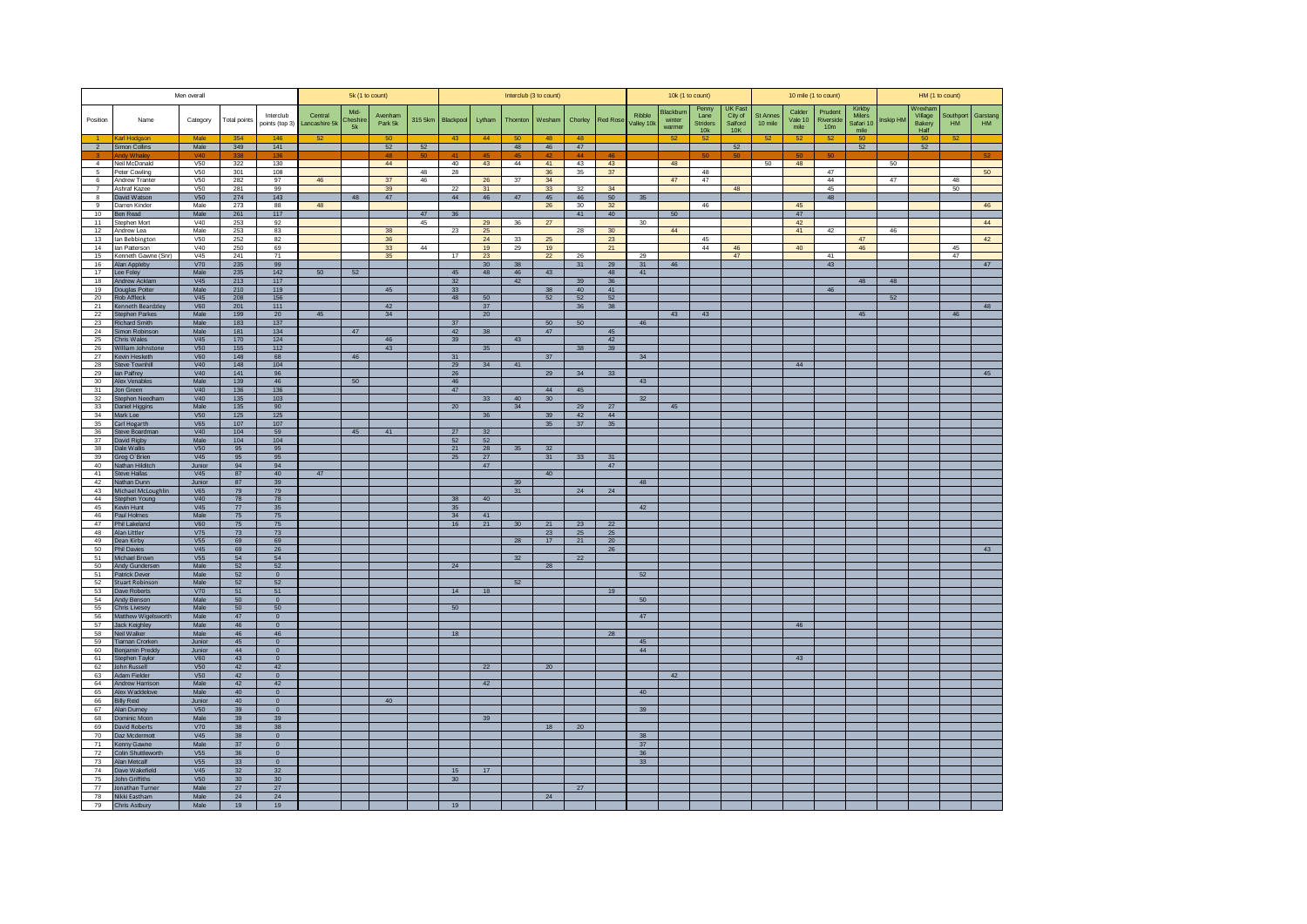| Men overall | | | | | 5k (1 to count) | | | | Interclub (3 to count) | | | | | | 10k (1 to count) | | | | 10 mile (1 to count) | | | | HM (1 to count) | | | |
|---|---|---|---|---|---|---|---|---|---|---|---|---|---|---|---|---|---|---|---|---|---|---|---|---|---|---|
| Position | Name | Category | Total points | Interclub points (top 3) | Central Lancashire 5k | Mid-Cheshire 5k | Avenham Park 5k | 315 5km | Blackpool | Lytham | Thornton | Wesham | Chorley | Red Rose | Ribble Valley 10k | Blackburn winter warmer | Penny Lane Striders 10k | UK Fast City of Salford 10K | St Annes 10 mile | Calder Vale 10 mile | Prudent Riverside 10m | Kirkby Milers Safari 10 mile | Inskip HM | Wrexham Village Bakery Half | Southport HM | Garstang HM |
| 1 | Karl Hodgson | Male | 354 | 146 | 52 | | 50 | | 43 | 44 | 50 | 48 | 48 | | | 52 | 52 | | 52 | 52 | 52 | 50 | | 50 | 52 | |
| 2 | Simon Collins | Male | 349 | 141 | | | 52 | 52 | | | 48 | 46 | 47 | | | | | 52 | | | | 52 | | 52 | | |
| 3 | Andy Whaley | V40 | 338 | 136 | | | 48 | 50 | 41 | 45 | 45 | 42 | 44 | 46 | | | 50 | 50 | | 50 | 50 | | | | | 52 |
| 4 | Neil McDonald | V50 | 322 | 130 | | | 44 | | 40 | 43 | 44 | 41 | 43 | 43 | | 48 | | | 50 | 48 | | | 50 | | | |
| 5 | Peter Cowling | V50 | 301 | 108 | | | | 48 | 28 | | | 36 | 35 | 37 | | | 48 | | | | 47 | | | | | 50 |
| 6 | Andrew Tranter | V50 | 282 | 97 | 46 | | 37 | 46 | | 26 | 37 | 34 | | | | 47 | 47 | | | | 44 | | 47 | | 48 | |
| 7 | Ashraf Kazee | V50 | 281 | 99 | | | 39 | | 22 | 31 | | 33 | 32 | 34 | | | | 48 | | | 45 | | | | 50 | |
| 8 | David Watson | V50 | 274 | 143 | | 48 | 47 | | 44 | 46 | 47 | 45 | 46 | 50 | 35 | | | | | | 48 | | | | | |
| 9 | Darren Kinder | Male | 273 | 88 | 48 | | | | | | | 26 | 30 | 32 | | | 46 | | | 45 | | | | | | 46 |
| 10 | Ben Read | Male | 261 | 117 | | | | 47 | 36 | | | | 41 | 40 | | 50 | | | | 47 | | | | | | |
| 11 | Stephen Mort | V40 | 253 | 92 | | | | 45 | | 29 | 36 | 27 | | | 30 | | | | | 42 | | | | | | 44 |
| 12 | Andrew Lea | Male | 253 | 83 | | | 38 | | 23 | 25 | | | 28 | 30 | | 44 | | | | 41 | 42 | | 46 | | | |
| 13 | Ian Bebbington | V50 | 252 | 82 | | | 36 | | | 24 | 33 | 25 | | 23 | | | 45 | | | | | 47 | | | | 42 |
| 14 | Ian Patterson | V40 | 250 | 69 | | | 33 | 44 | | 19 | 29 | 19 | | 21 | | | 44 | 46 | | 40 | | 46 | | | 45 | |
| 15 | Kenneth Gawne (Snr) | V45 | 241 | 71 | | | 35 | | 17 | 23 | | 22 | 26 | | 29 | | | 47 | | | 41 | | | | 47 | |
| 16 | Alan Appleby | V70 | 235 | 99 | | | | | | 30 | 38 | | 31 | 29 | 31 | 46 | | | | | 43 | | | | | 47 |
| 17 | Lee Foley | Male | 235 | 142 | 50 | 52 | | | 45 | 48 | 46 | 43 | | 48 | 41 | | | | | | | | | | | |
| 18 | Andrew Acklam | V45 | 213 | 117 | | | | | 32 | | 42 | | 39 | 36 | | | | | | | | 48 | 48 | | | |
| 19 | Douglas Potter | Male | 210 | 119 | | | 45 | | 33 | | | 38 | 40 | 41 | | | | | | | 46 | | | | | |
| 20 | Rob Affleck | V45 | 208 | 156 | | | | | 48 | 50 | | 52 | 52 | 52 | | | | | | | | | 52 | | | |
| 21 | Kenneth Beardzley | V60 | 201 | 111 | | | 42 | | | 37 | | | 36 | 38 | | | | | | | | | | | | 48 |
| 22 | Stephen Parkes | Male | 199 | 20 | 45 | | 34 | | | 20 | | | | | | 43 | 43 | | | | | 45 | | | 46 | |
| 23 | Richard Smith | Male | 183 | 137 | | | | | 37 | | | 50 | 50 | | 46 | | | | | | | | | | | |
| 24 | Simon Robinson | Male | 181 | 134 | | 47 | | | 42 | 38 | | 47 | | 45 | | | | | | | | | | | | |
| 25 | Chris Wales | V45 | 170 | 124 | | | 46 | | 39 | | 43 | | | 42 | | | | | | | | | | | | |
| 26 | William Johnstone | V50 | 155 | 112 | | | 43 | | | 35 | | | 38 | 39 | | | | | | | | | | | | |
| 27 | Kevin Hesketh | V60 | 148 | 68 | | 46 | | | 31 | | | 37 | | | 34 | | | | | | | | | | | |
| 28 | Steve Townhill | V40 | 148 | 104 | | | | | 29 | 34 | 41 | | | | | | | | | 44 | | | | | | |
| 29 | Ian Palfrey | V40 | 141 | 96 | | | | | 26 | | | 29 | 34 | 33 | | | | | | | | | | | | 45 |
| 30 | Alex Venables | Male | 139 | 46 | | 50 | | | 46 | | | | | | 43 | | | | | | | | | | | |
| 31 | Jon Green | V40 | 136 | 136 | | | | | 47 | | | 44 | 45 | | | | | | | | | | | | | |
| 32 | Stephen Needham | V40 | 135 | 103 | | | | | | 33 | 40 | 30 | | | 32 | | | | | | | | | | | |
| 33 | Daniel Higgins | Male | 135 | 90 | | | | | 20 | | 34 | | 29 | 27 | | 45 | | | | | | | | | | |
| 34 | Mark Lee | V50 | 125 | 125 | | | | | | 36 | | 39 | 42 | 44 | | | | | | | | | | | | |
| 35 | Carl Hogarth | V65 | 107 | 107 | | | | | | | | 35 | 37 | 35 | | | | | | | | | | | | |
| 36 | Steve Boardman | V40 | 104 | 59 | | 45 | 41 | | 27 | 32 | | | | | | | | | | | | | | | | |
| 37 | David Rigby | Male | 104 | 104 | | | | | 52 | 52 | | | | | | | | | | | | | | | | |
| 38 | Dale Wallis | V50 | 95 | 95 | | | | | 21 | 28 | 35 | 32 | | | | | | | | | | | | | | |
| 39 | Greg O'Brien | V45 | 95 | 95 | | | | | 25 | 27 | | 31 | 33 | 31 | | | | | | | | | | | | |
| 40 | Nathan Hilditch | Junior | 94 | 94 | | | | | | 47 | | | | 47 | | | | | | | | | | | | |
| 41 | Steve Hallas | V45 | 87 | 40 | 47 | | | | | | | 40 | | | | | | | | | | | | | | |
| 42 | Nathan Dunn | Junior | 87 | 39 | | | | | | | 39 | | | | 48 | | | | | | | | | | | |
| 43 | Michael McLoughlin | V65 | 79 | 79 | | | | | | | 31 | | 24 | 24 | | | | | | | | | | | | |
| 44 | Stephen Young | V40 | 78 | 78 | | | | | 38 | 40 | | | | | | | | | | | | | | | | |
| 45 | Kevin Hunt | V45 | 77 | 35 | | | | | 35 | | | | | | 42 | | | | | | | | | | | |
| 46 | Paul Holmes | Male | 75 | 75 | | | | | 34 | 41 | | | | | | | | | | | | | | | | |
| 47 | Phil Lakeland | V60 | 75 | 75 | | | | | 16 | 21 | 30 | 21 | 23 | 22 | | | | | | | | | | | | |
| 48 | Alan Littler | V75 | 73 | 73 | | | | | | | | 23 | 25 | 25 | | | | | | | | | | | | |
| 49 | Dean Kirby | V55 | 69 | 69 | | | | | | | 28 | 17 | 21 | 20 | | | | | | | | | | | | |
| 50 | Phil Davies | V45 | 69 | 26 | | | | | | | | | | 26 | | | | | | | | | | | | 43 |
| 51 | Michael Brown | V55 | 54 | 54 | | | | | | | 32 | | 22 | | | | | | | | | | | | | |
| 50 | Andy Gundersen | Male | 52 | 52 | | | | | 24 | | | 28 | | | | | | | | | | | | | | |
| 51 | Patrick Dever | Male | 52 | 0 | | | | | | | | | | | 52 | | | | | | | | | | | |
| 52 | Stuart Robinson | Male | 52 | 52 | | | | | | | 52 | | | | | | | | | | | | | | | |
| 53 | Dave Roberts | V70 | 51 | 51 | | | | | 14 | 18 | | | | 19 | | | | | | | | | | | | |
| 54 | Andy Benson | Male | 50 | 0 | | | | | | | | | | | 50 | | | | | | | | | | | |
| 55 | Chris Livesey | Male | 50 | 50 | | | | | 50 | | | | | | | | | | | | | | | | | |
| 56 | Matthew Wigelsworth | Male | 47 | 0 | | | | | | | | | | | 47 | | | | | | | | | | | |
| 57 | Jack Keighley | Male | 46 | 0 | | | | | | | | | | | | | | | | 46 | | | | | | |
| 58 | Neil Walker | Male | 46 | 46 | | | | | 18 | | | | | 28 | | | | | | | | | | | | |
| 59 | Tiarnan Crorken | Junior | 45 | 0 | | | | | | | | | | | 45 | | | | | | | | | | | |
| 60 | Benjamin Preddy | Junior | 44 | 0 | | | | | | | | | | | 44 | | | | | | | | | | | |
| 61 | Stephen Taylor | V60 | 43 | 0 | | | | | | | | | | | | | | | | 43 | | | | | | |
| 62 | John Russell | V50 | 42 | 42 | | | | | | 22 | | 20 | | | | | | | | | | | | | | |
| 63 | Adam Fielder | V50 | 42 | 0 | | | | | | | | | | | | 42 | | | | | | | | | | |
| 64 | Andrew Harrison | Male | 42 | 42 | | | | | | 42 | | | | | | | | | | | | | | | | |
| 65 | Alex Waddelove | Male | 40 | 0 | | | | | | | | | | | 40 | | | | | | | | | | | |
| 66 | Billy Reid | Junior | 40 | 0 | | | 40 | | | | | | | | | | | | | | | | | | | |
| 67 | Alan Durney | V50 | 39 | 0 | | | | | | | | | | | 39 | | | | | | | | | | | |
| 68 | Dominic Moon | Male | 39 | 39 | | | | | | 39 | | | | | | | | | | | | | | | | |
| 69 | David Roberts | V70 | 38 | 38 | | | | | | | | 18 | 20 | | | | | | | | | | | | | |
| 70 | Daz Mcdermott | V45 | 38 | 0 | | | | | | | | | | | 38 | | | | | | | | | | | |
| 71 | Kenny Gawne | Male | 37 | 0 | | | | | | | | | | | 37 | | | | | | | | | | | |
| 72 | Colin Shuttleworth | V55 | 36 | 0 | | | | | | | | | | | 36 | | | | | | | | | | | |
| 73 | Alan Metcalf | V55 | 33 | 0 | | | | | | | | | | | 33 | | | | | | | | | | | |
| 74 | Dave Wakefield | V45 | 32 | 32 | | | | | 15 | 17 | | | | | | | | | | | | | | | | |
| 75 | John Griffiths | V50 | 30 | 30 | | | | | 30 | | | | | | | | | | | | | | | | | |
| 77 | Jonathan Turner | Male | 27 | 27 | | | | | | | | | 27 | | | | | | | | | | | | | |
| 78 | Nikki Eastham | Male | 24 | 24 | | | | | | | | 24 | | | | | | | | | | | | | | |
| 79 | Chris Astbury | Male | 19 | 19 | | | | | 19 | | | | | | | | | | | | | | | | | |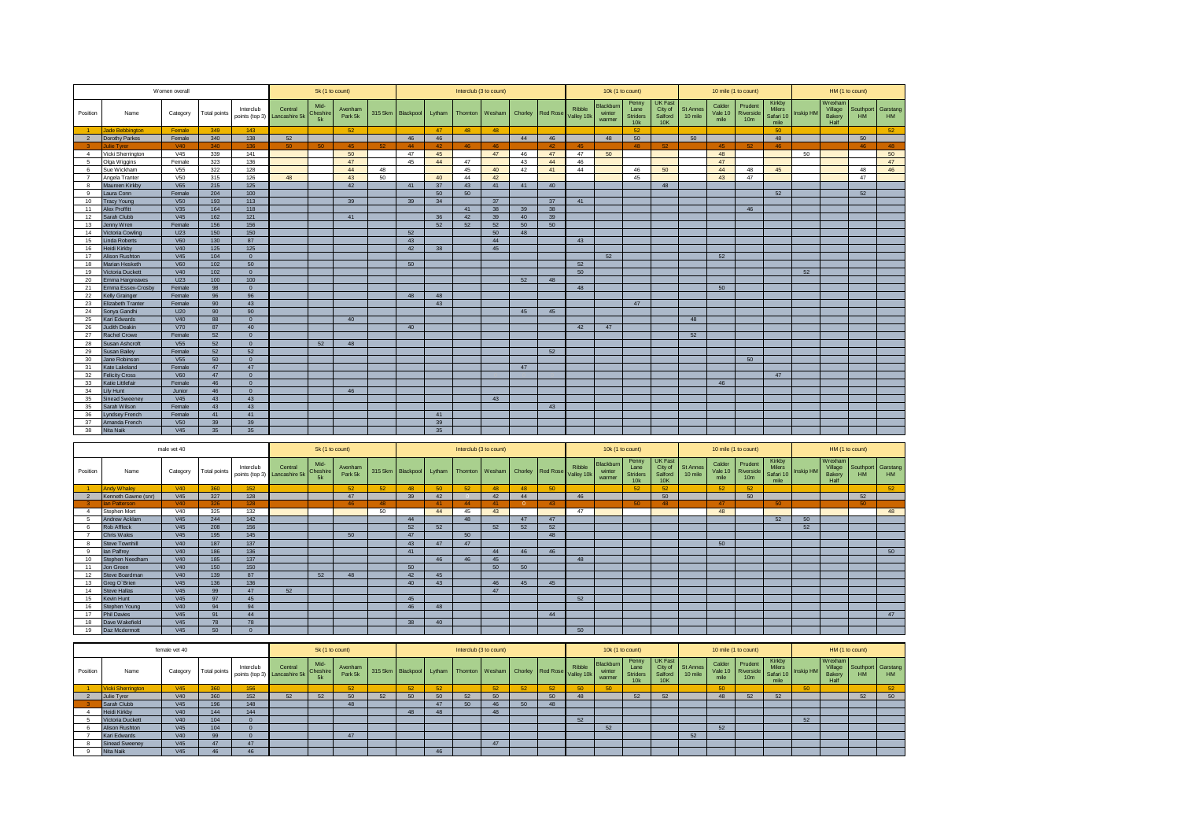| Women overall | | | | | 5k (1 to count) | | | | Interclub (3 to count) | | | | | | 10k (1 to count) | | | | 10 mile (1 to count) | | | | HM (1 to count) | | | |
|---|---|---|---|---|---|---|---|---|---|---|---|---|---|---|---|---|---|---|---|---|---|---|---|---|---|---|
| Position | Name | Category | Total points | Interclub points (top 3) | Central Lancashire 5k | Mid-Cheshire 5k | Avenham Park 5k | 315 5km | Blackpool | Lytham | Thornton | Wesham | Chorley | Red Rose | Ribble Valley 10k | Blackburn winter warmer | Penny Lane Striders 10k | UK Fast City of Salford 10K | St Annes 10 mile | Calder Vale 10 mile | Prudent Riverside 10m | Kirkby Milers Safari 10 mile | Inskip HM | Wrexham Village Bakery Half | Southport HM | Garstang HM |
| 1 | Jade Bebbington | Female | 349 | 143 | | | 52 | | | 47 | 48 | 48 | | | | | 52 | | | | | 50 | | | | 52 |
| 2 | Dorothy Parkes | Female | 340 | 138 | 52 | | | | 46 | 46 | | | 44 | 46 | | 48 | 50 | | 50 | | | 48 | | | 50 | |
| 3 | Julie Tyer | V40 | 340 | 136 | 50 | 50 | 45 | 52 | 44 | 42 | 46 | 46 | | 42 | 45 | | 48 | 52 | | 45 | 52 | 46 | | | 46 | 48 |
| 4 | Vicki Sherrington | V45 | 339 | 141 | | | 50 | | | | | 47 | 46 | 47 | 47 | 50 | | | | 48 | | | 50 | | | 50 |
| 5 | Olga Wiggins | Female | 323 | 136 | | | 47 | | 45 | 44 | 47 | | 43 | 44 | 46 | | | | | 47 | | | | | | 47 |
| 6 | Sue Wickham | V55 | 322 | 128 | | | 44 | 48 | | | 45 | 40 | 42 | 41 | 44 | | 46 | 50 | | 44 | 48 | 45 | | | 48 | 46 |
| 7 | Angela Tranter | V50 | 315 | 126 | 48 | | 43 | 50 | | 40 | 44 | 42 | | | | | 45 | | | 43 | 47 | | | | 47 | |
| 8 | Maureen Kirkby | V65 | 215 | 125 | | | 42 | | 41 | 37 | 43 | 41 | 41 | 40 | | | | 48 | | | | | | | | |
| 9 | Laura Conn | Female | 204 | 100 | | | | | | 50 | 50 | | | | | | | | | | | 52 | | | 52 | |
| 10 | Tracy Young | V50 | 193 | 113 | | | 39 | | 39 | 34 | | 37 | | 37 | 41 | | | | | | | | | | | |
| 11 | Alex Proffitt | V35 | 164 | 118 | | | | | | | 41 | 38 | 39 | 38 | | | | | | | 46 | | | | | |
| 12 | Sarah Clubb | V45 | 162 | 121 | | | 41 | | | 36 | 42 | 39 | 40 | 39 | | | | | | | | | | | | |
| 13 | Jenny Wren | Female | 156 | 156 | | | | | | 52 | 52 | 52 | 50 | 50 | | | | | | | | | | | | |
| 14 | Victoria Cowling | U23 | 150 | 150 | | | | | 52 | | | 50 | 48 | | | | | | | | | | | | | |
| 15 | Linda Roberts | V60 | 130 | 87 | | | | | 43 | | | 44 | | | 43 | | | | | | | | | | | |
| 16 | Heidi Kirkby | V40 | 125 | 125 | | | | | 42 | 38 | | 45 | | | | | | | | | | | | | | |
| 17 | Alison Rushton | V45 | 104 | 0 | | | | | | | | | | | | 52 | | | | 52 | | | | | | |
| 18 | Marian Hesketh | V60 | 102 | 50 | | | | | 50 | | | | | | 52 | | | | | | | | | | | |
| 19 | Victoria Duckett | V40 | 102 | 0 | | | | | | | | | | | 50 | | | | | | | | 52 | | | |
| 20 | Emma Hargreaves | U23 | 100 | 100 | | | | | | | | | 52 | 48 | | | | | | | | | | | | |
| 21 | Emma Essex-Crosby | Female | 98 | 0 | | | | | | | | | | | 48 | | | | | 50 | | | | | | |
| 22 | Kelly Grainger | Female | 96 | 96 | | | | | 48 | 48 | | | | | | | | | | | | | | | | |
| 23 | Elizabeth Tranter | Female | 90 | 43 | | | | | | 43 | | | | | | | 47 | | | | | | | | | |
| 24 | Sonya Gandhi | U20 | 90 | 90 | | | | | | | | | 45 | 45 | | | | | | | | | | | | |
| 25 | Kari Edwards | V40 | 88 | 0 | | | 40 | | | | | | | | | | | | 48 | | | | | | | |
| 26 | Judith Deakin | V70 | 87 | 40 | | | | | 40 | | | | | | 42 | 47 | | | | | | | | | | |
| 27 | Rachel Crowe | Female | 52 | 0 | | | | | | | | | | | | | | | 52 | | | | | | | |
| 28 | Susan Ashcroft | V55 | 52 | 0 | | 52 | 48 | | | | | | | | | | | | | | | | | | | |
| 29 | Susan Bailey | Female | 52 | 52 | | | | | | | | | | 52 | | | | | | | | | | | | |
| 30 | Jane Robinson | V55 | 50 | 0 | | | | | | | | | | | | | | | | | 50 | | | | | |
| 31 | Kate Lakeland | Female | 47 | 47 | | | | | | | | | 47 | | | | | | | | | | | | | |
| 32 | Felicity Cross | V60 | 47 | 0 | | | | | | | | | | | | | | | | | | 47 | | | | |
| 33 | Katie Littlefair | Female | 46 | 0 | | | | | | | | | | | | | | | | 46 | | | | | | |
| 34 | Lily Hunt | Junior | 46 | 0 | | | 46 | | | | | | | | | | | | | | | | | | | |
| 35 | Sinead Sweeney | V45 | 43 | 43 | | | | | | | | 43 | | | | | | | | | | | | | | |
| 35 | Sarah Wilson | Female | 43 | 43 | | | | | | | | | | 43 | | | | | | | | | | | | |
| 36 | Lyndsey French | Female | 41 | 41 | | | | | | 41 | | | | | | | | | | | | | | | | |
| 37 | Amanda French | V50 | 39 | 39 | | | | | | 39 | | | | | | | | | | | | | | | | |
| 38 | Nita Naik | V45 | 35 | 35 | | | | | | 35 | | | | | | | | | | | | | | | | |

| male vet 40 | | | | | 5k (1 to count) | | | | Interclub (3 to count) | | | | | | 10k (1 to count) | | | | 10 mile (1 to count) | | | | HM (1 to count) | | | |
|---|---|---|---|---|---|---|---|---|---|---|---|---|---|---|---|---|---|---|---|---|---|---|---|---|---|---|
| Position | Name | Category | Total points | Interclub points (top 3) | Central Lancashire 5k | Mid-Cheshire 5k | Avenham Park 5k | 315 5km | Blackpool | Lytham | Thornton | Wesham | Chorley | Red Rose | Ribble Valley 10k | Blackburn winter warmer | Penny Lane Striders 10k | UK Fast City of Salford 10K | St Annes 10 mile | Calder Vale 10 mile | Prudent Riverside 10m | Kirkby Milers Safari 10 mile | Inskip HM | Wrexham Village Bakery Half | Southport HM | Garstang HM |
| 1 | Andy Whaley | V40 | 360 | 152 | | | 52 | 52 | 48 | 50 | 52 | 48 | 48 | 50 | | | 52 | 52 | | 52 | 52 | | | | | 52 |
| 2 | Kenneth Gawne (snr) | V45 | 327 | 128 | | | 47 | | 39 | 42 | | 42 | 44 | | 46 | | | 50 | | | 50 | | | | 52 | |
| 3 | Ian Patterson | V40 | 326 | 128 | | | 46 | 48 | | 41 | 44 | 41 | 0 | 43 | | | 50 | 48 | | 47 | | 50 | | | 50 | |
| 4 | Stephen Mort | V40 | 325 | 132 | | | | 50 | | 44 | 45 | 43 | | | 47 | | | | | 48 | | | | | | 48 |
| 5 | Andrew Acklam | V45 | 244 | 142 | | | | | 44 | | 48 | | 47 | 47 | | | | | | | | 52 | 50 | | | |
| 6 | Rob Affleck | V45 | 208 | 156 | | | | | 52 | 52 | | 52 | 52 | 52 | | | | | | | | | 52 | | | |
| 7 | Chris Wales | V45 | 195 | 145 | | | 50 | | 47 | | 50 | | | 48 | | | | | | | | | | | | |
| 8 | Steve Townhill | V40 | 187 | 137 | | | | | 43 | 47 | 47 | | | | | | | | | 50 | | | | | | |
| 9 | Ian Palfrey | V40 | 186 | 136 | | | | | 41 | | | 44 | 46 | 46 | | | | | | | | | | | | 50 |
| 10 | Stephen Needham | V40 | 185 | 137 | | | | | | 46 | 46 | 45 | | | 48 | | | | | | | | | | | |
| 11 | Jon Green | V40 | 150 | 150 | | | | | 50 | | | 50 | 50 | | | | | | | | | | | | | |
| 12 | Steve Boardman | V40 | 139 | 87 | | 52 | 48 | | 42 | 45 | | | | | | | | | | | | | | | | |
| 13 | Greg O'Brien | V45 | 136 | 136 | | | | | 40 | 43 | | 46 | 45 | 45 | | | | | | | | | | | | |
| 14 | Steve Hallas | V45 | 99 | 47 | 52 | | | | | | | 47 | | | | | | | | | | | | | | |
| 15 | Kevin Hunt | V45 | 97 | 45 | | | | | 45 | | | | | | 52 | | | | | | | | | | | |
| 16 | Stephen Young | V40 | 94 | 94 | | | | | 46 | 48 | | | | | | | | | | | | | | | | |
| 17 | Phil Davies | V45 | 91 | 44 | | | | | | | | | | 44 | | | | | | | | | | | | 47 |
| 18 | Dave Wakefield | V45 | 78 | 78 | | | | | 38 | 40 | | | | | | | | | | | | | | | | |
| 19 | Daz Mcdermott | V45 | 50 | 0 | | | | | | | | | | | 50 | | | | | | | | | | | |

| female vet 40 | | | | | 5k (1 to count) | | | | Interclub (3 to count) | | | | | | 10k (1 to count) | | | | 10 mile (1 to count) | | | | HM (1 to count) | | | |
|---|---|---|---|---|---|---|---|---|---|---|---|---|---|---|---|---|---|---|---|---|---|---|---|---|---|---|
| Position | Name | Category | Total points | Interclub points (top 3) | Central Lancashire 5k | Mid-Cheshire 5k | Avenham Park 5k | 315 5km | Blackpool | Lytham | Thornton | Wesham | Chorley | Red Rose | Ribble Valley 10k | Blackburn winter warmer | Penny Lane Striders 10k | UK Fast City of Salford 10K | St Annes 10 mile | Calder Vale 10 mile | Prudent Riverside 10m | Kirkby Milers Safari 10 mile | Inskip HM | Wrexham Village Bakery Half | Southport HM | Garstang HM |
| 1 | Vicki Sherrington | V45 | 360 | 156 | | | 52 | | 52 | 52 | | 52 | 52 | 52 | 50 | 50 | | | | 50 | | | 50 | | | 52 |
| 2 | Julie Tyer | V40 | 360 | 152 | 52 | 52 | 50 | 52 | 50 | 50 | 52 | 50 | | 50 | 48 | | 52 | 52 | | 48 | 52 | 52 | | | 52 | 50 |
| 3 | Sarah Clubb | V45 | 196 | 148 | | | 48 | | | 47 | 50 | 46 | 50 | 48 | | | | | | | | | | | | |
| 4 | Heidi Kirkby | V40 | 144 | 144 | | | | | 48 | 48 | | 48 | | | | | | | | | | | | | | |
| 5 | Victoria Duckett | V40 | 104 | 0 | | | | | | | | | | | 52 | | | | | | | | 52 | | | |
| 6 | Alison Rushton | V45 | 104 | 0 | | | | | | | | | | | | 52 | | | | 52 | | | | | | |
| 7 | Kari Edwards | V40 | 99 | 0 | | | 47 | | | | | | | | | | | | 52 | | | | | | | |
| 8 | Sinead Sweeney | V45 | 47 | 47 | | | | | | | | 47 | | | | | | | | | | | | | | |
| 9 | Nita Naik | V45 | 46 | 46 | | | | | | 46 | | | | | | | | | | | | | | | | |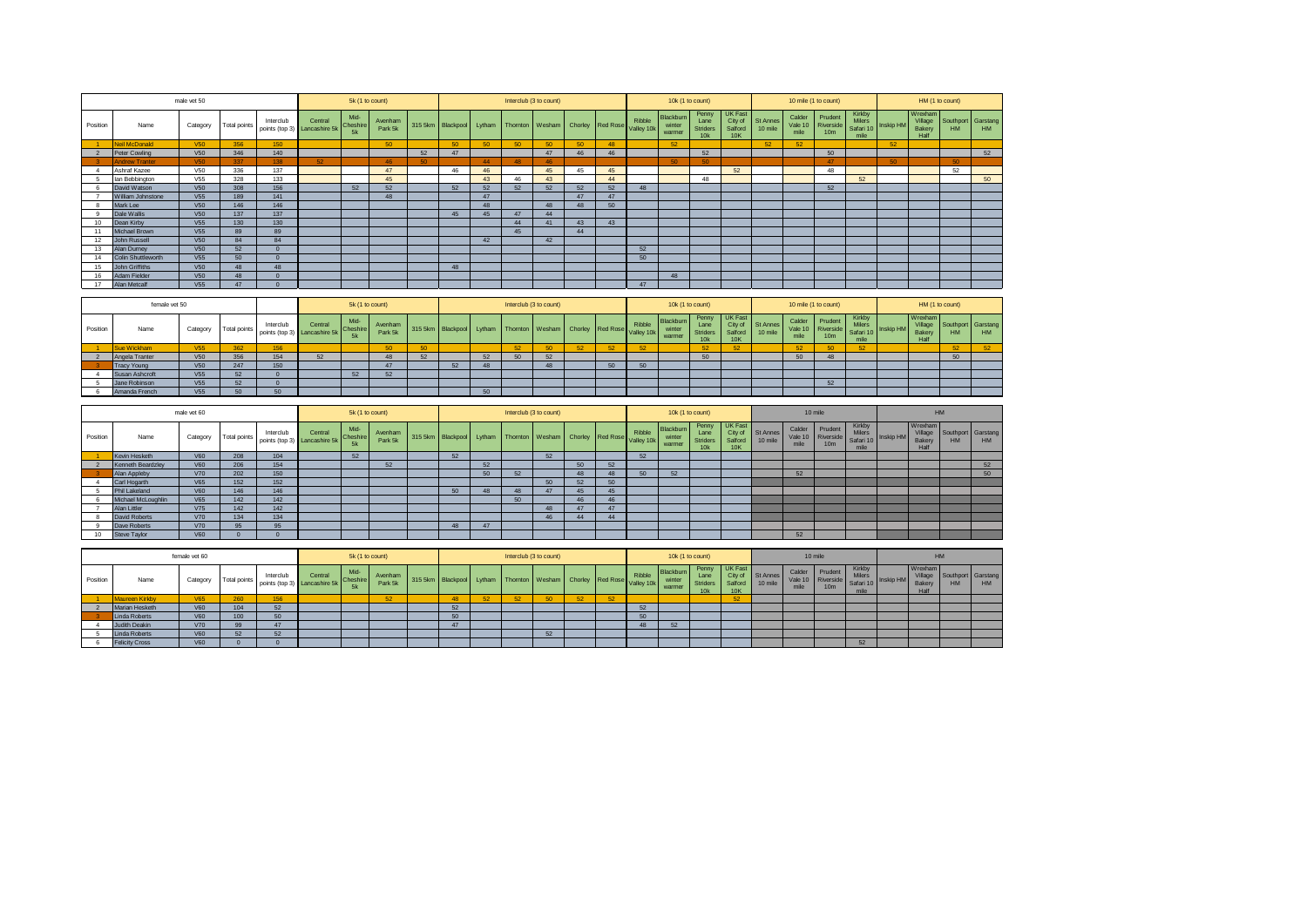| male vet 50 | | | | 5k (1 to count) | | | | Interclub (3 to count) | | | | | | 10k (1 to count) | | | | 10 mile (1 to count) | | | | HM (1 to count) | | | |
|---|---|---|---|---|---|---|---|---|---|---|---|---|---|---|---|---|---|---|---|---|---|---|---|---|---|
| Position | Name | Category | Total points | Interclub points (top 3) | Central Lancashire 5k | Mid-Cheshire 5k | Avenham Park 5k | 315 5km | Blackpool | Lytham | Thornton | Wesham | Chorley | Red Rose | Ribble Valley 10k | Blackburn winter warmer | Penny Lane Striders 10k | UK Fast City of Salford 10K | St Annes 10 mile | Calder Vale 10 mile | Prudent Riverside 10m | Kirkby Milers Safari 10 mile | Inskip HM | Wrexham Village Bakery Half | Southport HM | Garstang HM |
| 1 | Neil McDonald | V50 | 356 | 150 | | | 50 | | 50 | 50 | 50 | 50 | 50 | 48 | | 52 | | | 52 | 52 | | | 52 | | | |
| 2 | Peter Cowling | V50 | 346 | 140 | | | | 52 | 47 | | | 47 | 46 | 46 | | | 52 | | | | 50 | | | | | 52 |
| 3 | Andrew Tranter | V50 | 337 | 138 | 52 | | 46 | 50 | | 44 | 48 | 46 | | | | 50 | 50 | | | | 47 | | 50 | | 50 | |
| 4 | Ashraf Kazee | V50 | 336 | 137 | | | 47 | | 46 | 46 | | 45 | 45 | 45 | | | | 52 | | | 48 | | | | 52 | |
| 5 | Ian Bebbington | V55 | 328 | 133 | | | 45 | | | 43 | 46 | 43 | | 44 | | | 48 | | | | | 52 | | | | 50 |
| 6 | David Watson | V50 | 308 | 156 | | 52 | 52 | | 52 | 52 | 52 | 52 | 52 | 52 | 48 | | | | | | 52 | | | | | |
| 7 | William Johnstone | V55 | 189 | 141 | | | 48 | | | 47 | | | 47 | 47 | | | | | | | | | | | | |
| 8 | Mark Lee | V50 | 146 | 146 | | | | | | 48 | | 48 | 48 | 50 | | | | | | | | | | | | |
| 9 | Dale Wallis | V50 | 137 | 137 | | | | | 45 | 45 | 47 | 44 | | | | | | | | | | | | | | |
| 10 | Dean Kirby | V55 | 130 | 130 | | | | | | | 44 | 41 | 43 | 43 | | | | | | | | | | | | |
| 11 | Michael Brown | V55 | 89 | 89 | | | | | | | 45 | | 44 | | | | | | | | | | | | | |
| 12 | John Russell | V50 | 84 | 84 | | | | | | 42 | | 42 | | | | | | | | | | | | | | |
| 13 | Alan Durney | V50 | 52 | 0 | | | | | | | | | | | 52 | | | | | | | | | | | |
| 14 | Colin Shuttleworth | V55 | 50 | 0 | | | | | | | | | | | 50 | | | | | | | | | | | |
| 15 | John Griffiths | V50 | 48 | 48 | | | | | 48 | | | | | | | | | | | | | | | | | |
| 16 | Adam Fielder | V50 | 48 | 0 | | | | | | | | | | | | 48 | | | | | | | | | | |
| 17 | Alan Metcalf | V55 | 47 | 0 | | | | | | | | | | | 47 | | | | | | | | | | | |

| female vet 50 | | | | 5k (1 to count) | | | | Interclub (3 to count) | | | | | | 10k (1 to count) | | | | 10 mile (1 to count) | | | | HM (1 to count) | | | |
|---|---|---|---|---|---|---|---|---|---|---|---|---|---|---|---|---|---|---|---|---|---|---|---|---|---|
| Position | Name | Category | Total points | Interclub points (top 3) | Central Lancashire 5k | Mid-Cheshire 5k | Avenham Park 5k | 315 5km | Blackpool | Lytham | Thornton | Wesham | Chorley | Red Rose | Ribble Valley 10k | Blackburn winter warmer | Penny Lane Striders 10k | UK Fast City of Salford 10K | St Annes 10 mile | Calder Vale 10 mile | Prudent Riverside 10m | Kirkby Milers Safari 10 mile | Inskip HM | Wrexham Village Bakery Half | Southport HM | Garstang HM |
| 1 | Sue Wickham | V55 | 362 | 156 | | | 50 | 50 | | | 52 | 50 | 52 | 52 | 52 | | 52 | 52 | | 52 | 50 | 52 | | | 52 | 52 |
| 2 | Angela Tranter | V50 | 356 | 154 | 52 | | 48 | 52 | | 52 | 50 | 52 | | | | | 50 | | | 50 | 48 | | | | 50 | |
| 3 | Tracy Young | V50 | 247 | 150 | | | 47 | | 52 | 48 | | 48 | | 50 | 50 | | | | | | | | | | | |
| 4 | Susan Ashcroft | V55 | 52 | 0 | | 52 | 52 | | | | | | | | | | | | | | | | | | | |
| 5 | Jane Robinson | V55 | 52 | 0 | | | | | | | | | | | | | | | | | 52 | | | | | |
| 6 | Amanda French | V55 | 50 | 50 | | | | | | 50 | | | | | | | | | | | | | | | | |

| male vet 60 | | | | 5k (1 to count) | | | | Interclub (3 to count) | | | | | | 10k (1 to count) | | | | 10 mile | | | | HM | | | |
|---|---|---|---|---|---|---|---|---|---|---|---|---|---|---|---|---|---|---|---|---|---|---|---|---|---|
| Position | Name | Category | Total points | Interclub points (top 3) | Central Lancashire 5k | Mid-Cheshire 5k | Avenham Park 5k | 315 5km | Blackpool | Lytham | Thornton | Wesham | Chorley | Red Rose | Ribble Valley 10k | Blackburn winter warmer | Penny Lane Striders 10k | UK Fast City of Salford 10K | St Annes 10 mile | Calder Vale 10 mile | Prudent Riverside 10m | Kirkby Milers Safari 10 mile | Inskip HM | Wrexham Village Bakery Half | Southport HM | Garstang HM |
| 1 | Kevin Hesketh | V60 | 208 | 104 | | 52 | | | 52 | | | 52 | | | 52 | | | | | | | | | | | |
| 2 | Kenneth Beardzley | V60 | 206 | 154 | | | 52 | | | 52 | | | 50 | 52 | | | | | | | | | | | | 52 |
| 3 | Alan Appleby | V70 | 202 | 150 | | | | | | 50 | 52 | | 48 | 48 | 50 | 52 | | | | 52 | | | | | | 50 |
| 4 | Carl Hogarth | V65 | 152 | 152 | | | | | | | | 50 | 52 | 50 | | | | | | | | | | | | |
| 5 | Phil Lakeland | V60 | 146 | 146 | | | | | 50 | 48 | 48 | 47 | 45 | 45 | | | | | | | | | | | | |
| 6 | Michael McLoughlin | V65 | 142 | 142 | | | | | | | 50 | | 46 | 46 | | | | | | | | | | | | |
| 7 | Alan Littler | V75 | 142 | 142 | | | | | | | | 48 | 47 | 47 | | | | | | | | | | | | |
| 8 | David Roberts | V70 | 134 | 134 | | | | | | | | 46 | 44 | 44 | | | | | | | | | | | | |
| 9 | Dave Roberts | V70 | 95 | 95 | | | | | 48 | 47 | | | | | | | | | | | | | | | | |
| 10 | Steve Taylor | V60 | 0 | 0 | | | | | | | | | | | | | | | | 52 | | | | | | |

| female vet 60 | | | | 5k (1 to count) | | | | Interclub (3 to count) | | | | | | 10k (1 to count) | | | | 10 mile | | | | HM | | | |
|---|---|---|---|---|---|---|---|---|---|---|---|---|---|---|---|---|---|---|---|---|---|---|---|---|---|
| Position | Name | Category | Total points | Interclub points (top 3) | Central Lancashire 5k | Mid-Cheshire 5k | Avenham Park 5k | 315 5km | Blackpool | Lytham | Thornton | Wesham | Chorley | Red Rose | Ribble Valley 10k | Blackburn winter warmer | Penny Lane Striders 10k | UK Fast City of Salford 10K | St Annes 10 mile | Calder Vale 10 mile | Prudent Riverside 10m | Kirkby Milers Safari 10 mile | Inskip HM | Wrexham Village Bakery Half | Southport HM | Garstang HM |
| 1 | Maureen Kirkby | V65 | 260 | 156 | | | 52 | | 48 | 52 | 52 | 50 | 52 | 52 | | | | 52 | | | | | | | | |
| 2 | Marian Hesketh | V60 | 104 | 52 | | | | | 52 | | | | | | 52 | | | | | | | | | | | |
| 3 | Linda Roberts | V60 | 100 | 50 | | | | | 50 | | | | | | 50 | | | | | | | | | | | |
| 4 | Judith Deakin | V70 | 99 | 47 | | | | | 47 | | | | | | 48 | 52 | | | | | | | | | | |
| 5 | Linda Roberts | V60 | 52 | 52 | | | | | | | | 52 | | | | | | | | | | | | | | |
| 6 | Felicity Cross | V60 | 0 | 0 | | | | | | | | | | | | | | | | | | 52 | | | | |